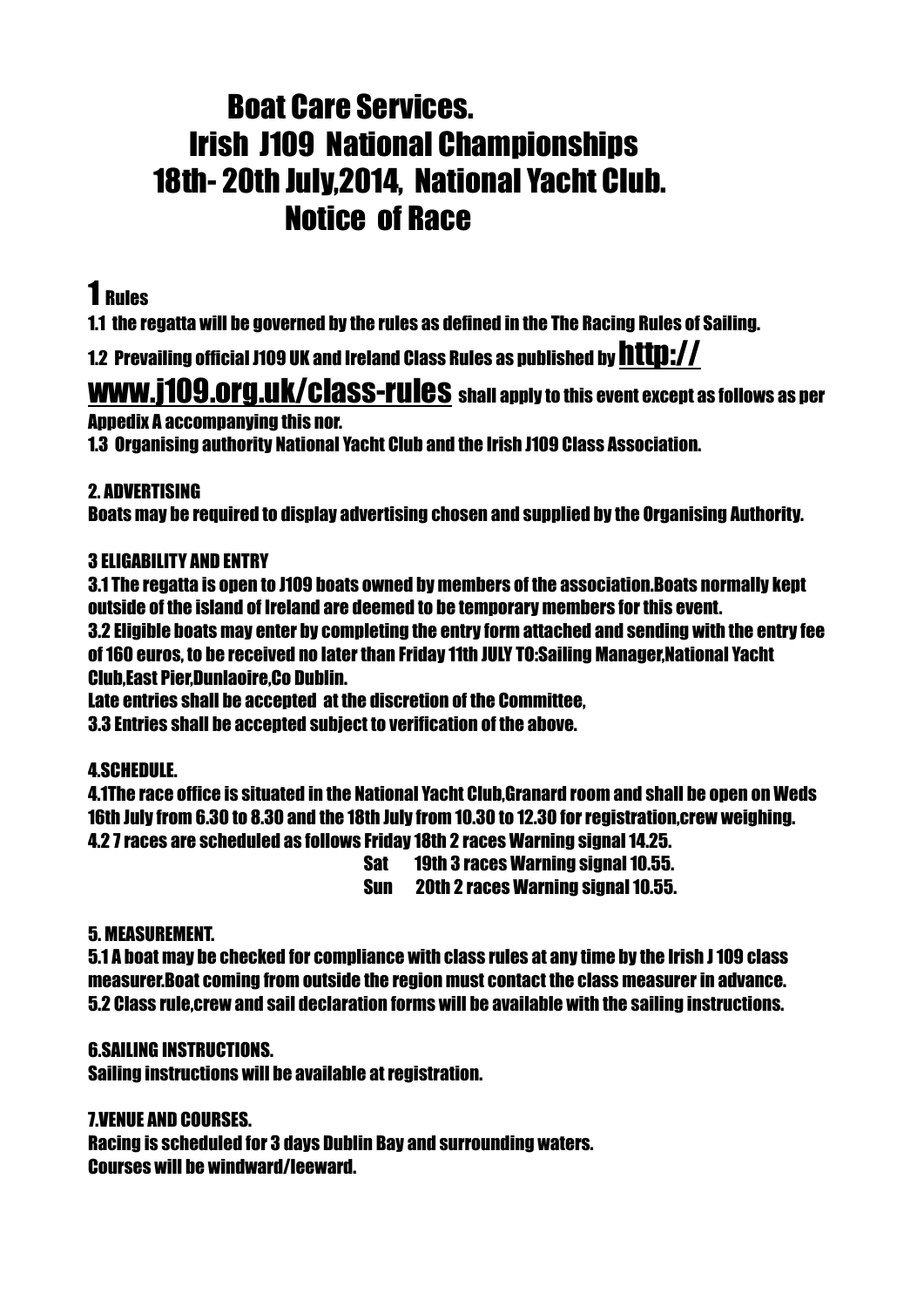# Boat Care Services.
# Irish J109 National Championships
# 18th- 20th July,2014, National Yacht Club.
# Notice of Race

## 1 Rules

1.1 the regatta will be governed by the rules as defined in the The Racing Rules of Sailing.

1.2 Prevailing official J109 UK and Ireland Class Rules as published by **http://www.j109.org.uk/class-rules** shall apply to this event except as follows as per Appedix A accompanying this nor.

1.3 Organising authority National Yacht Club and the Irish J109 Class Association.

### 2. ADVERTISING

Boats may be required to display advertising chosen and supplied by the Organising Authority.

### 3 ELIGABILITY AND ENTRY

3.1 The regatta is open to J109 boats owned by members of the association.Boats normally kept outside of the island of Ireland are deemed to be temporary members for this event.

3.2 Eligible boats may enter by completing the entry form attached and sending with the entry fee of 160 euros, to be received no later than Friday 11th JULY TO:Sailing Manager,National Yacht Club,East Pier,Dunlaoire,Co Dublin.

Late entries shall be accepted at the discretion of the Committee,

3.3 Entries shall be accepted subject to verification of the above.

### 4.SCHEDULE.

4.1The race office is situated in the National Yacht Club,Granard room and shall be open on Weds 16th July from 6.30 to 8.30 and the 18th July from 10.30 to 12.30 for registration,crew weighing.

4.2 7 races are scheduled as follows Friday 18th 2 races Warning signal 14.25.
Sat 19th 3 races Warning signal 10.55.
Sun 20th 2 races Warning signal 10.55.

### 5. MEASUREMENT.

5.1 A boat may be checked for compliance with class rules at any time by the Irish J 109 class measurer.Boat coming from outside the region must contact the class measurer in advance.

5.2 Class rule,crew and sail declaration forms will be available with the sailing instructions.

### 6.SAILING INSTRUCTIONS.

Sailing instructions will be available at registration.

### 7.VENUE AND COURSES.

Racing is scheduled for 3 days Dublin Bay and surrounding waters.
Courses will be windward/leeward.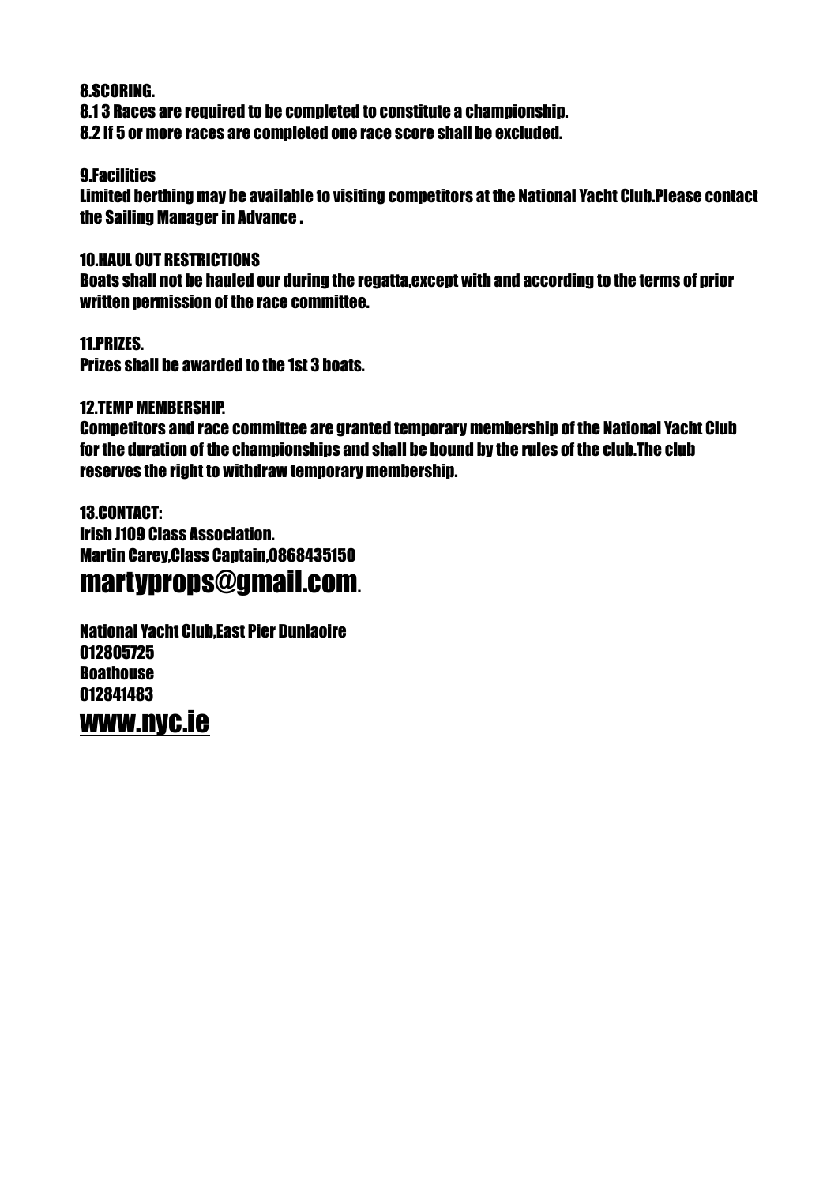**8.SCORING.**

**8.1 3 Races are required to be completed to constitute a championship.**

**8.2 If 5 or more races are completed one race score shall be excluded.**

**9.Facilities**

**Limited berthing may be available to visiting competitors at the National Yacht Club.Please contact the Sailing Manager in Advance .**

**10.HAUL OUT RESTRICTIONS**

**Boats shall not be hauled our during the regatta,except with and according to the terms of prior written permission of the race committee.**

**11.PRIZES.**

**Prizes shall be awarded to the 1st 3 boats.**

**12.TEMP MEMBERSHIP.**

**Competitors and race committee are granted temporary membership of the National Yacht Club for the duration of the championships and shall be bound by the rules of the club.The club reserves the right to withdraw temporary membership.**

**13.CONTACT:**

**Irish J109 Class Association.**

**Martin Carey,Class Captain,0868435150**

**martyprops@gmail.com.**

**National Yacht Club,East Pier Dunlaoire**

**012805725**

**Boathouse**

**012841483**

**www.nyc.ie**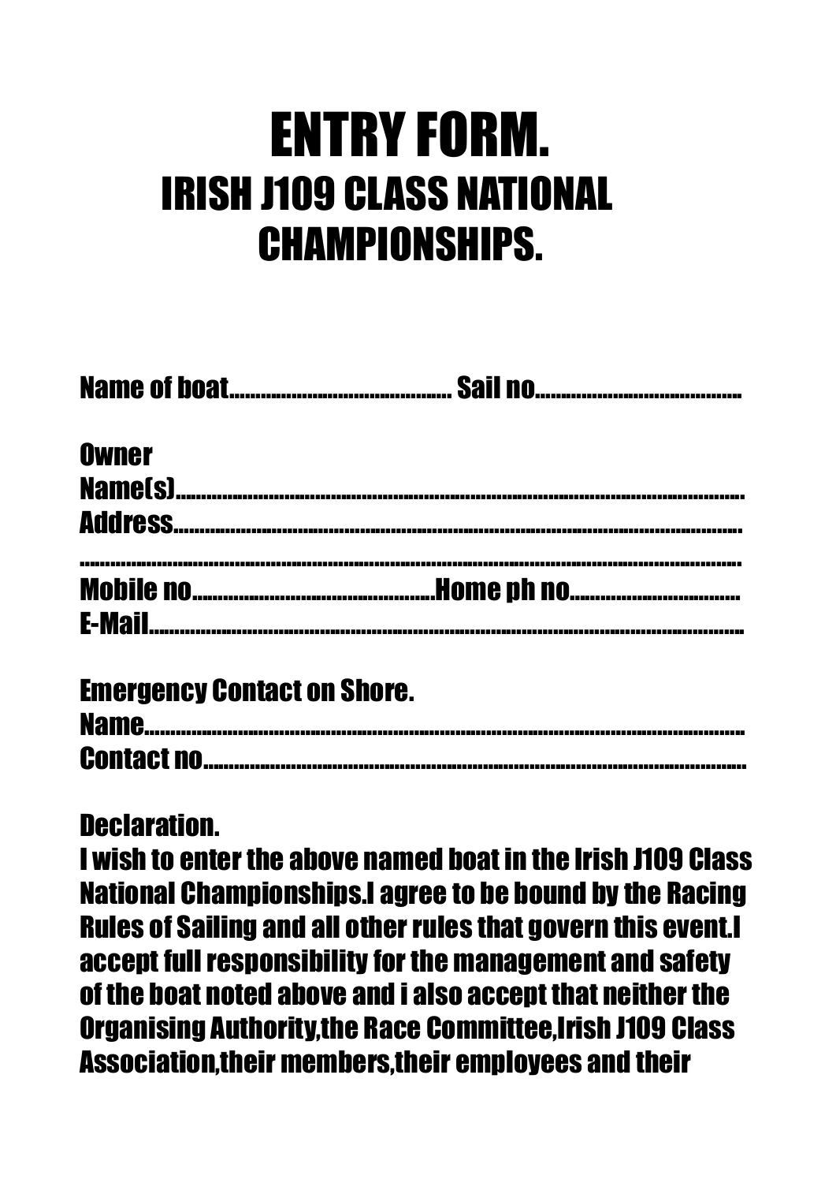# ENTRY FORM.

## IRISH J109 CLASS NATIONAL CHAMPIONSHIPS.

Name of boat.......................................... Sail no.......................................

Owner
Name(s)..................................................................................................................
Address..................................................................................................................
.................................................................................................................................
Mobile no..............................................Home ph no................................
E-Mail.....................................................................................................................

Emergency Contact on Shore.
Name.......................................................................................................................
Contact no..............................................................................................................

Declaration.
I wish to enter the above named boat in the Irish J109 Class National Championships.I agree to be bound by the Racing Rules of Sailing and all other rules that govern this event.I accept full responsibility for the management and safety of the boat noted above and i also accept that neither the Organising Authority,the Race Committee,Irish J109 Class Association,their members,their employees and their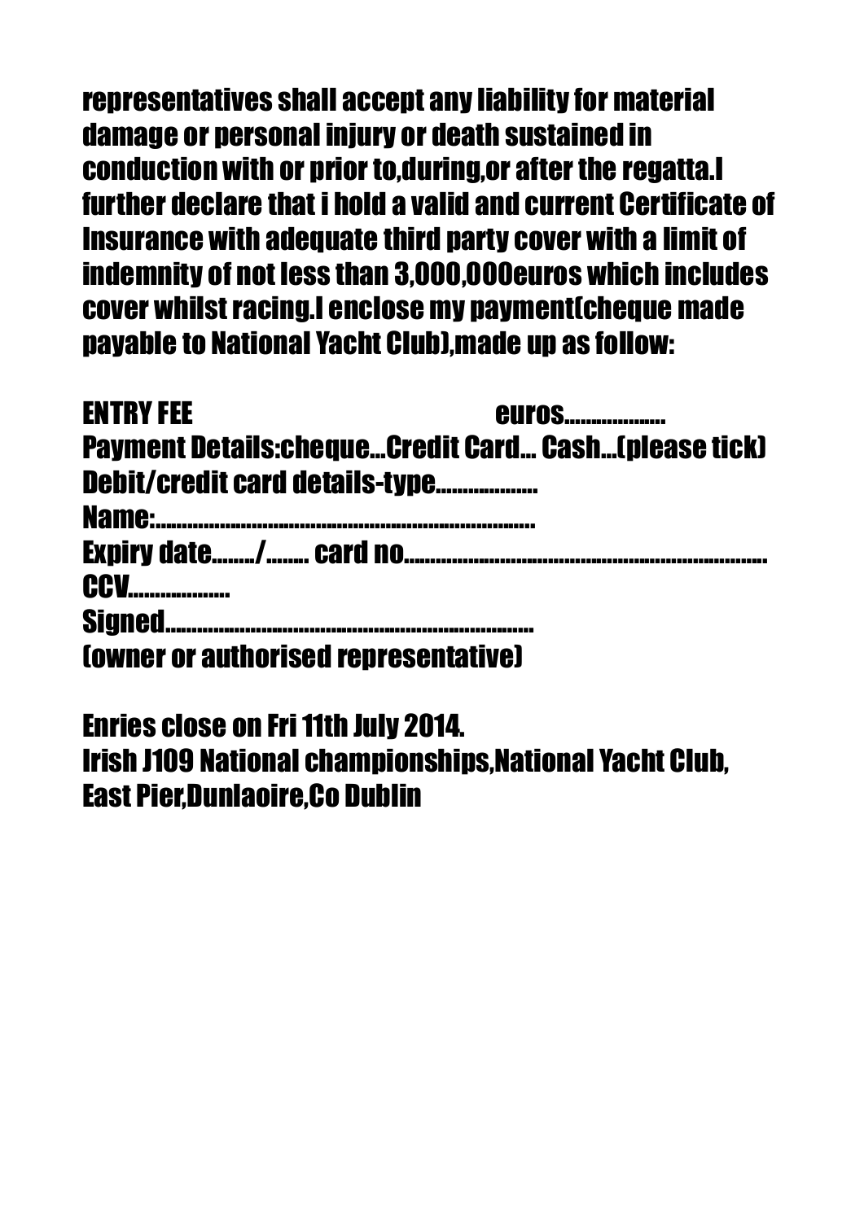representatives shall accept any liability for material damage or personal injury or death sustained in conduction with or prior to,during,or after the regatta.I further declare that i hold a valid and current Certificate of Insurance with adequate third party cover with a limit of indemnity of not less than 3,000,000euros which includes cover whilst racing.I enclose my payment(cheque made payable to National Yacht Club),made up as follow:

ENTRY FEE euros..................

Payment Details:cheque...Credit Card... Cash...(please tick)

Debit/credit card details-type..................

Name:......................................................................

Expiry date......../........ card no..................................................................

CCV..................

Signed....................................................................

(owner or authorised representative)

Enries close on Fri 11th July 2014.

Irish J109 National championships,National Yacht Club, East Pier,Dunlaoire,Co Dublin